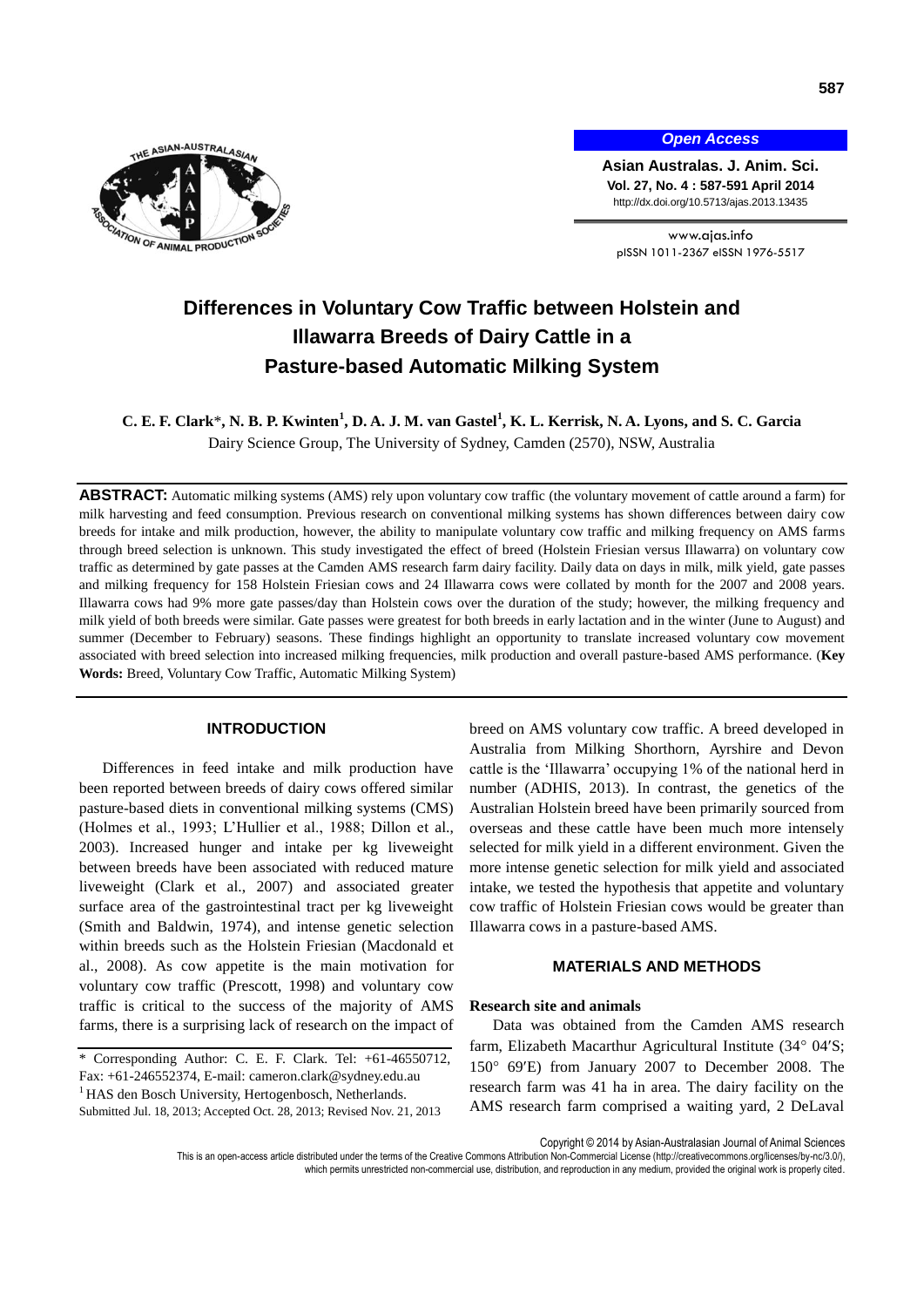# Differences in Voluntary Cow Traffic between Holstein and Illawarra Breeds of Dairy Cattle in a Pasture-based Automatic Milking System

**C. E. F. Clark***, **N. B. P. Kwinten**[1], **D. A. J. M. van Gastel**[1], **K. L. Kerrisk, N. A. Lyons, and S. C. Garcia**

Dairy Science Group, The University of Sydney, Camden (2570), NSW, Australia

**ABSTRACT:** Automatic milking systems (AMS) rely upon voluntary cow traffic (the voluntary movement of cattle around a farm) for milk harvesting and feed consumption. Previous research on conventional milking systems has shown differences between dairy cow breeds for intake and milk production, however, the ability to manipulate voluntary cow traffic and milking frequency on AMS farms through breed selection is unknown. This study investigated the effect of breed (Holstein Friesian versus Illawarra) on voluntary cow traffic as determined by gate passes at the Camden AMS research farm dairy facility. Daily data on days in milk, milk yield, gate passes and milking frequency for 158 Holstein Friesian cows and 24 Illawarra cows were collated by month for the 2007 and 2008 years. Illawarra cows had 9% more gate passes/day than Holstein cows over the duration of the study; however, the milking frequency and milk yield of both breeds were similar. Gate passes were greatest for both breeds in early lactation and in the winter (June to August) and summer (December to February) seasons. These findings highlight an opportunity to translate increased voluntary cow movement associated with breed selection into increased milking frequencies, milk production and overall pasture-based AMS performance. (**Key Words:** Breed, Voluntary Cow Traffic, Automatic Milking System)

## INTRODUCTION

Differences in feed intake and milk production have been reported between breeds of dairy cows offered similar pasture-based diets in conventional milking systems (CMS) (Holmes et al., 1993; L'Hullier et al., 1988; Dillon et al., 2003). Increased hunger and intake per kg liveweight between breeds have been associated with reduced mature liveweight (Clark et al., 2007) and associated greater surface area of the gastrointestinal tract per kg liveweight (Smith and Baldwin, 1974), and intense genetic selection within breeds such as the Holstein Friesian (Macdonald et al., 2008). As cow appetite is the main motivation for voluntary cow traffic (Prescott, 1998) and voluntary cow traffic is critical to the success of the majority of AMS farms, there is a surprising lack of research on the impact of breed on AMS voluntary cow traffic. A breed developed in Australia from Milking Shorthorn, Ayrshire and Devon cattle is the 'Illawarra' occupying 1% of the national herd in number (ADHIS, 2013). In contrast, the genetics of the Australian Holstein breed have been primarily sourced from overseas and these cattle have been much more intensely selected for milk yield in a different environment. Given the more intense genetic selection for milk yield and associated intake, we tested the hypothesis that appetite and voluntary cow traffic of Holstein Friesian cows would be greater than Illawarra cows in a pasture-based AMS.

* Corresponding Author: C. E. F. Clark. Tel: +61-46550712, Fax: +61-246552374, E-mail: cameron.clark@sydney.edu.au

[1] HAS den Bosch University, Hertogenbosch, Netherlands.

Submitted Jul. 18, 2013; Accepted Oct. 28, 2013; Revised Nov. 21, 2013

## MATERIALS AND METHODS

### Research site and animals

Data was obtained from the Camden AMS research farm, Elizabeth Macarthur Agricultural Institute (34° 04′S; 150° 69′E) from January 2007 to December 2008. The research farm was 41 ha in area. The dairy facility on the AMS research farm comprised a waiting yard, 2 DeLaval

Copyright © 2014 by Asian-Australasian Journal of Animal Sciences

This is an open-access article distributed under the terms of the Creative Commons Attribution Non-Commercial License (http://creativecommons.org/licenses/by-nc/3.0/), which permits unrestricted non-commercial use, distribution, and reproduction in any medium, provided the original work is properly cited.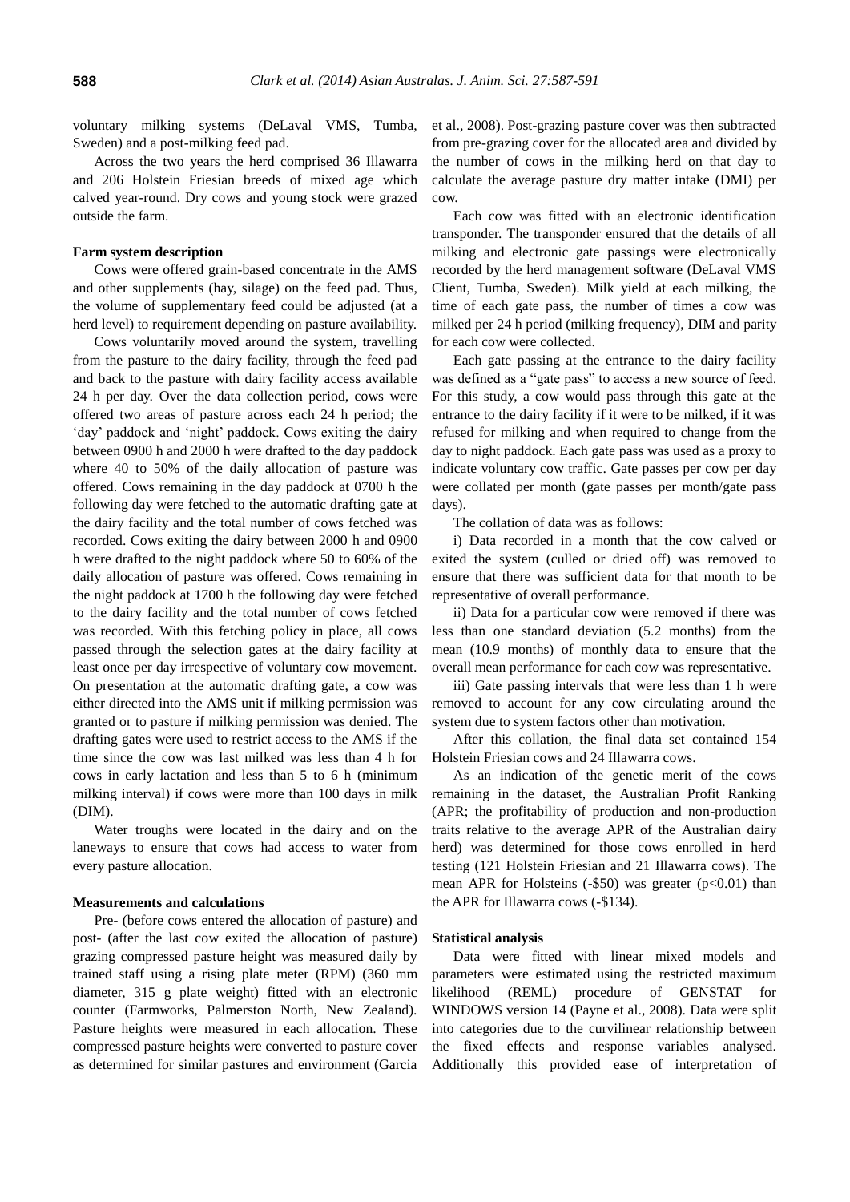voluntary milking systems (DeLaval VMS, Tumba, Sweden) and a post-milking feed pad.

Across the two years the herd comprised 36 Illawarra and 206 Holstein Friesian breeds of mixed age which calved year-round. Dry cows and young stock were grazed outside the farm.

### Farm system description

Cows were offered grain-based concentrate in the AMS and other supplements (hay, silage) on the feed pad. Thus, the volume of supplementary feed could be adjusted (at a herd level) to requirement depending on pasture availability.

Cows voluntarily moved around the system, travelling from the pasture to the dairy facility, through the feed pad and back to the pasture with dairy facility access available 24 h per day. Over the data collection period, cows were offered two areas of pasture across each 24 h period; the 'day' paddock and 'night' paddock. Cows exiting the dairy between 0900 h and 2000 h were drafted to the day paddock where 40 to 50% of the daily allocation of pasture was offered. Cows remaining in the day paddock at 0700 h the following day were fetched to the automatic drafting gate at the dairy facility and the total number of cows fetched was recorded. Cows exiting the dairy between 2000 h and 0900 h were drafted to the night paddock where 50 to 60% of the daily allocation of pasture was offered. Cows remaining in the night paddock at 1700 h the following day were fetched to the dairy facility and the total number of cows fetched was recorded. With this fetching policy in place, all cows passed through the selection gates at the dairy facility at least once per day irrespective of voluntary cow movement. On presentation at the automatic drafting gate, a cow was either directed into the AMS unit if milking permission was granted or to pasture if milking permission was denied. The drafting gates were used to restrict access to the AMS if the time since the cow was last milked was less than 4 h for cows in early lactation and less than 5 to 6 h (minimum milking interval) if cows were more than 100 days in milk (DIM).

Water troughs were located in the dairy and on the laneways to ensure that cows had access to water from every pasture allocation.

### Measurements and calculations

Pre- (before cows entered the allocation of pasture) and post- (after the last cow exited the allocation of pasture) grazing compressed pasture height was measured daily by trained staff using a rising plate meter (RPM) (360 mm diameter, 315 g plate weight) fitted with an electronic counter (Farmworks, Palmerston North, New Zealand). Pasture heights were measured in each allocation. These compressed pasture heights were converted to pasture cover as determined for similar pastures and environment (Garcia et al., 2008). Post-grazing pasture cover was then subtracted from pre-grazing cover for the allocated area and divided by the number of cows in the milking herd on that day to calculate the average pasture dry matter intake (DMI) per cow.

Each cow was fitted with an electronic identification transponder. The transponder ensured that the details of all milking and electronic gate passings were electronically recorded by the herd management software (DeLaval VMS Client, Tumba, Sweden). Milk yield at each milking, the time of each gate pass, the number of times a cow was milked per 24 h period (milking frequency), DIM and parity for each cow were collected.

Each gate passing at the entrance to the dairy facility was defined as a "gate pass" to access a new source of feed. For this study, a cow would pass through this gate at the entrance to the dairy facility if it were to be milked, if it was refused for milking and when required to change from the day to night paddock. Each gate pass was used as a proxy to indicate voluntary cow traffic. Gate passes per cow per day were collated per month (gate passes per month/gate pass days).

The collation of data was as follows:

i) Data recorded in a month that the cow calved or exited the system (culled or dried off) was removed to ensure that there was sufficient data for that month to be representative of overall performance.

ii) Data for a particular cow were removed if there was less than one standard deviation (5.2 months) from the mean (10.9 months) of monthly data to ensure that the overall mean performance for each cow was representative.

iii) Gate passing intervals that were less than 1 h were removed to account for any cow circulating around the system due to system factors other than motivation.

After this collation, the final data set contained 154 Holstein Friesian cows and 24 Illawarra cows.

As an indication of the genetic merit of the cows remaining in the dataset, the Australian Profit Ranking (APR; the profitability of production and non-production traits relative to the average APR of the Australian dairy herd) was determined for those cows enrolled in herd testing (121 Holstein Friesian and 21 Illawarra cows). The mean APR for Holsteins (-$50) was greater ($p<0.01$) than the APR for Illawarra cows (-$134).

### Statistical analysis

Data were fitted with linear mixed models and parameters were estimated using the restricted maximum likelihood (REML) procedure of GENSTAT for WINDOWS version 14 (Payne et al., 2008). Data were split into categories due to the curvilinear relationship between the fixed effects and response variables analysed. Additionally this provided ease of interpretation of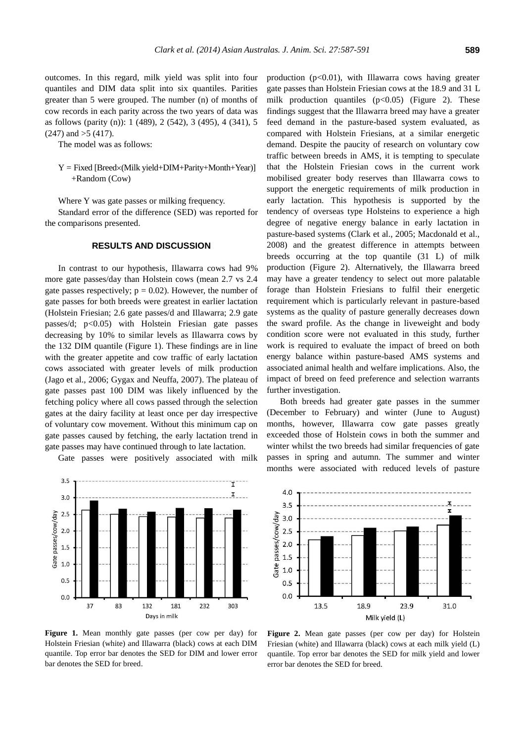outcomes. In this regard, milk yield was split into four quantiles and DIM data split into six quantiles. Parities greater than 5 were grouped. The number (n) of months of cow records in each parity across the two years of data was as follows (parity (n)): 1 (489), 2 (542), 3 (495), 4 (341), 5 (247) and >5 (417).

The model was as follows:

Y = Fixed [Breed×(Milk yield+DIM+Parity+Month+Year)] +Random (Cow)

Where Y was gate passes or milking frequency.

Standard error of the difference (SED) was reported for the comparisons presented.

## RESULTS AND DISCUSSION

In contrast to our hypothesis, Illawarra cows had 9% more gate passes/day than Holstein cows (mean 2.7 vs 2.4 gate passes respectively; $p = 0.02$). However, the number of gate passes for both breeds were greatest in earlier lactation (Holstein Friesian; 2.6 gate passes/d and Illawarra; 2.9 gate passes/d; $p<0.05$) with Holstein Friesian gate passes decreasing by 10% to similar levels as Illawarra cows by the 132 DIM quantile (Figure 1). These findings are in line with the greater appetite and cow traffic of early lactation cows associated with greater levels of milk production (Jago et al., 2006; Gygax and Neuffa, 2007). The plateau of gate passes past 100 DIM was likely influenced by the fetching policy where all cows passed through the selection gates at the dairy facility at least once per day irrespective of voluntary cow movement. Without this minimum cap on gate passes caused by fetching, the early lactation trend in gate passes may have continued through to late lactation.

Gate passes were positively associated with milk production ($p<0.01$), with Illawarra cows having greater gate passes than Holstein Friesian cows at the 18.9 and 31 L milk production quantiles ($p<0.05$) (Figure 2). These findings suggest that the Illawarra breed may have a greater feed demand in the pasture-based system evaluated, as compared with Holstein Friesians, at a similar energetic demand. Despite the paucity of research on voluntary cow traffic between breeds in AMS, it is tempting to speculate that the Holstein Friesian cows in the current work mobilised greater body reserves than Illawarra cows to support the energetic requirements of milk production in early lactation. This hypothesis is supported by the tendency of overseas type Holsteins to experience a high degree of negative energy balance in early lactation in pasture-based systems (Clark et al., 2005; Macdonald et al., 2008) and the greatest difference in attempts between breeds occurring at the top quantile (31 L) of milk production (Figure 2). Alternatively, the Illawarra breed may have a greater tendency to select out more palatable forage than Holstein Friesians to fulfil their energetic requirement which is particularly relevant in pasture-based systems as the quality of pasture generally decreases down the sward profile. As the change in liveweight and body condition score were not evaluated in this study, further work is required to evaluate the impact of breed on both energy balance within pasture-based AMS systems and associated animal health and welfare implications. Also, the impact of breed on feed preference and selection warrants further investigation.

Both breeds had greater gate passes in the summer (December to February) and winter (June to August) months, however, Illawarra cow gate passes greatly exceeded those of Holstein cows in both the summer and winter whilst the two breeds had similar frequencies of gate passes in spring and autumn. The summer and winter months were associated with reduced levels of pasture

**Figure 1.** Mean monthly gate passes (per cow per day) for Holstein Friesian (white) and Illawarra (black) cows at each DIM quantile. Top error bar denotes the SED for DIM and lower error bar denotes the SED for breed.

**Figure 2.** Mean gate passes (per cow per day) for Holstein Friesian (white) and Illawarra (black) cows at each milk yield (L) quantile. Top error bar denotes the SED for milk yield and lower error bar denotes the SED for breed.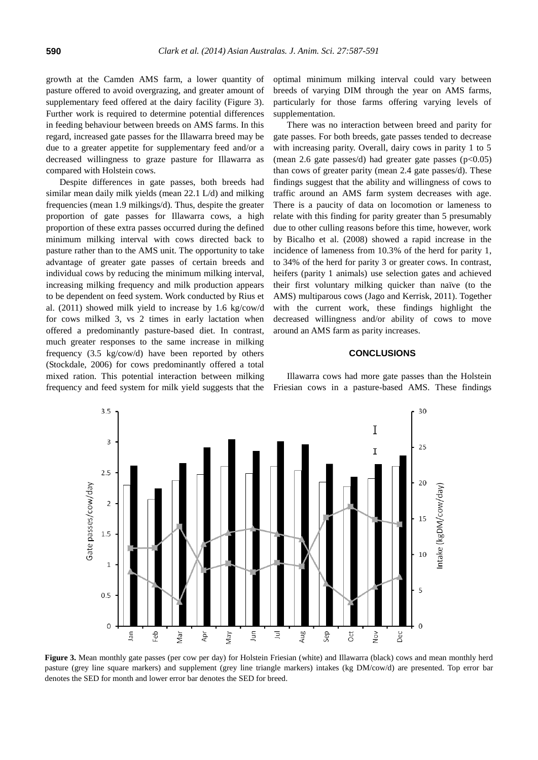growth at the Camden AMS farm, a lower quantity of pasture offered to avoid overgrazing, and greater amount of supplementary feed offered at the dairy facility (Figure 3). Further work is required to determine potential differences in feeding behaviour between breeds on AMS farms. In this regard, increased gate passes for the Illawarra breed may be due to a greater appetite for supplementary feed and/or a decreased willingness to graze pasture for Illawarra as compared with Holstein cows.

Despite differences in gate passes, both breeds had similar mean daily milk yields (mean 22.1 L/d) and milking frequencies (mean 1.9 milkings/d). Thus, despite the greater proportion of gate passes for Illawarra cows, a high proportion of these extra passes occurred during the defined minimum milking interval with cows directed back to pasture rather than to the AMS unit. The opportunity to take advantage of greater gate passes of certain breeds and individual cows by reducing the minimum milking interval, increasing milking frequency and milk production appears to be dependent on feed system. Work conducted by Rius et al. (2011) showed milk yield to increase by 1.6 kg/cow/d for cows milked 3, vs 2 times in early lactation when offered a predominantly pasture-based diet. In contrast, much greater responses to the same increase in milking frequency (3.5 kg/cow/d) have been reported by others (Stockdale, 2006) for cows predominantly offered a total mixed ration. This potential interaction between milking frequency and feed system for milk yield suggests that the optimal minimum milking interval could vary between breeds of varying DIM through the year on AMS farms, particularly for those farms offering varying levels of supplementation.

There was no interaction between breed and parity for gate passes. For both breeds, gate passes tended to decrease with increasing parity. Overall, dairy cows in parity 1 to 5 (mean 2.6 gate passes/d) had greater gate passes ($p<0.05$) than cows of greater parity (mean 2.4 gate passes/d). These findings suggest that the ability and willingness of cows to traffic around an AMS farm system decreases with age. There is a paucity of data on locomotion or lameness to relate with this finding for parity greater than 5 presumably due to other culling reasons before this time, however, work by Bicalho et al. (2008) showed a rapid increase in the incidence of lameness from 10.3% of the herd for parity 1, to 34% of the herd for parity 3 or greater cows. In contrast, heifers (parity 1 animals) use selection gates and achieved their first voluntary milking quicker than naïve (to the AMS) multiparous cows (Jago and Kerrisk, 2011). Together with the current work, these findings highlight the decreased willingness and/or ability of cows to move around an AMS farm as parity increases.

## CONCLUSIONS

Illawarra cows had more gate passes than the Holstein Friesian cows in a pasture-based AMS. These findings

**Figure 3.** Mean monthly gate passes (per cow per day) for Holstein Friesian (white) and Illawarra (black) cows and mean monthly herd pasture (grey line square markers) and supplement (grey line triangle markers) intakes (kg DM/cow/d) are presented. Top error bar denotes the SED for month and lower error bar denotes the SED for breed.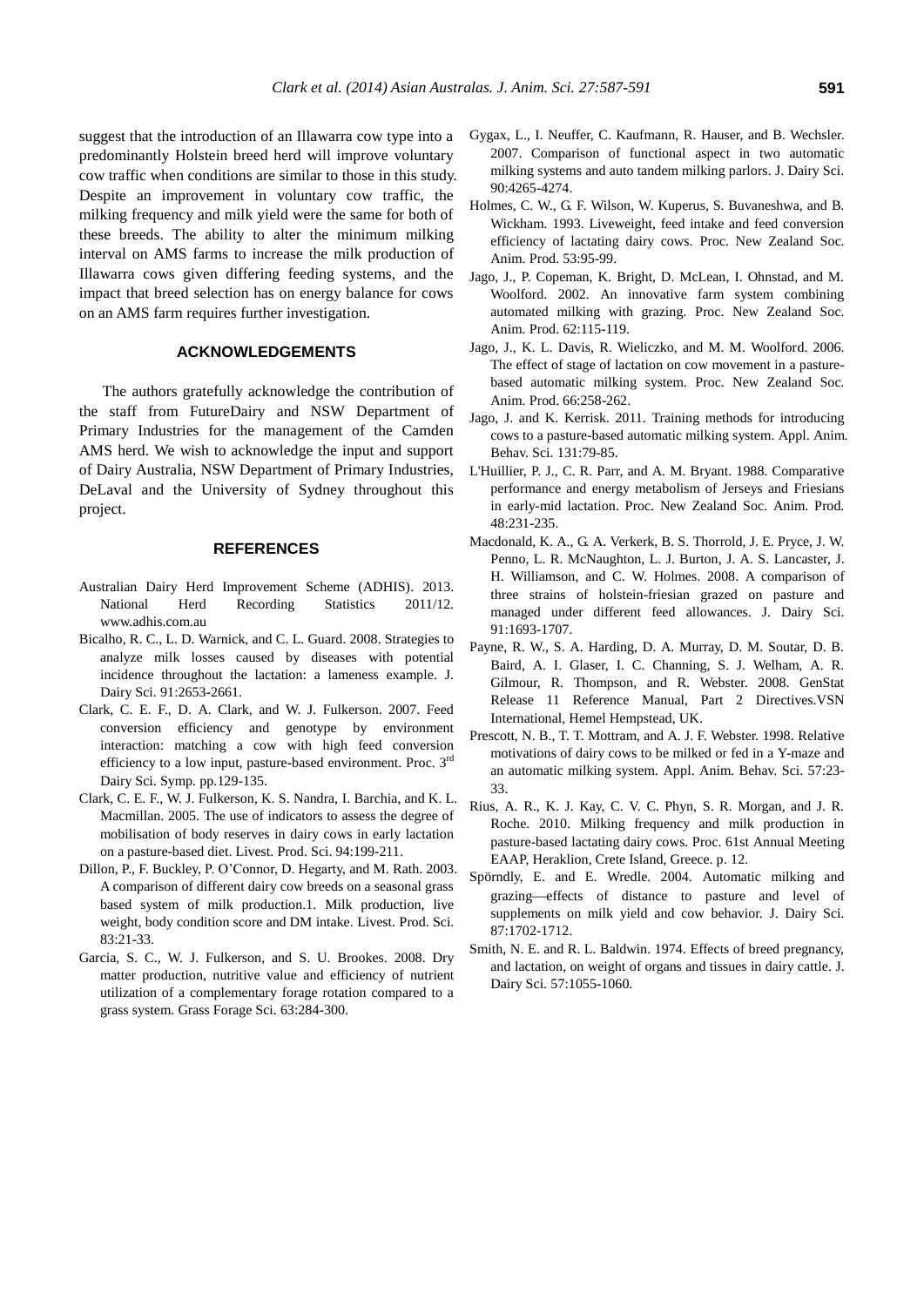suggest that the introduction of an Illawarra cow type into a predominantly Holstein breed herd will improve voluntary cow traffic when conditions are similar to those in this study. Despite an improvement in voluntary cow traffic, the milking frequency and milk yield were the same for both of these breeds. The ability to alter the minimum milking interval on AMS farms to increase the milk production of Illawarra cows given differing feeding systems, and the impact that breed selection has on energy balance for cows on an AMS farm requires further investigation.

## ACKNOWLEDGEMENTS

The authors gratefully acknowledge the contribution of the staff from FutureDairy and NSW Department of Primary Industries for the management of the Camden AMS herd. We wish to acknowledge the input and support of Dairy Australia, NSW Department of Primary Industries, DeLaval and the University of Sydney throughout this project.

## REFERENCES

Australian Dairy Herd Improvement Scheme (ADHIS). 2013. National Herd Recording Statistics 2011/12. www.adhis.com.au

Bicalho, R. C., L. D. Warnick, and C. L. Guard. 2008. Strategies to analyze milk losses caused by diseases with potential incidence throughout the lactation: a lameness example. J. Dairy Sci. 91:2653-2661.

Clark, C. E. F., D. A. Clark, and W. J. Fulkerson. 2007. Feed conversion efficiency and genotype by environment interaction: matching a cow with high feed conversion efficiency to a low input, pasture-based environment. Proc. 3rd Dairy Sci. Symp. pp.129-135.

Clark, C. E. F., W. J. Fulkerson, K. S. Nandra, I. Barchia, and K. L. Macmillan. 2005. The use of indicators to assess the degree of mobilisation of body reserves in dairy cows in early lactation on a pasture-based diet. Livest. Prod. Sci. 94:199-211.

Dillon, P., F. Buckley, P. O'Connor, D. Hegarty, and M. Rath. 2003. A comparison of different dairy cow breeds on a seasonal grass based system of milk production.1. Milk production, live weight, body condition score and DM intake. Livest. Prod. Sci. 83:21-33.

Garcia, S. C., W. J. Fulkerson, and S. U. Brookes. 2008. Dry matter production, nutritive value and efficiency of nutrient utilization of a complementary forage rotation compared to a grass system. Grass Forage Sci. 63:284-300.

Gygax, L., I. Neuffer, C. Kaufmann, R. Hauser, and B. Wechsler. 2007. Comparison of functional aspect in two automatic milking systems and auto tandem milking parlors. J. Dairy Sci. 90:4265-4274.

Holmes, C. W., G. F. Wilson, W. Kuperus, S. Buvaneshwa, and B. Wickham. 1993. Liveweight, feed intake and feed conversion efficiency of lactating dairy cows. Proc. New Zealand Soc. Anim. Prod. 53:95-99.

Jago, J., P. Copeman, K. Bright, D. McLean, I. Ohnstad, and M. Woolford. 2002. An innovative farm system combining automated milking with grazing. Proc. New Zealand Soc. Anim. Prod. 62:115-119.

Jago, J., K. L. Davis, R. Wieliczko, and M. M. Woolford. 2006. The effect of stage of lactation on cow movement in a pasture-based automatic milking system. Proc. New Zealand Soc. Anim. Prod. 66:258-262.

Jago, J. and K. Kerrisk. 2011. Training methods for introducing cows to a pasture-based automatic milking system. Appl. Anim. Behav. Sci. 131:79-85.

L'Huillier, P. J., C. R. Parr, and A. M. Bryant. 1988. Comparative performance and energy metabolism of Jerseys and Friesians in early-mid lactation. Proc. New Zealand Soc. Anim. Prod. 48:231-235.

Macdonald, K. A., G. A. Verkerk, B. S. Thorrold, J. E. Pryce, J. W. Penno, L. R. McNaughton, L. J. Burton, J. A. S. Lancaster, J. H. Williamson, and C. W. Holmes. 2008. A comparison of three strains of holstein-friesian grazed on pasture and managed under different feed allowances. J. Dairy Sci. 91:1693-1707.

Payne, R. W., S. A. Harding, D. A. Murray, D. M. Soutar, D. B. Baird, A. I. Glaser, I. C. Channing, S. J. Welham, A. R. Gilmour, R. Thompson, and R. Webster. 2008. GenStat Release 11 Reference Manual, Part 2 Directives.VSN International, Hemel Hempstead, UK.

Prescott, N. B., T. T. Mottram, and A. J. F. Webster. 1998. Relative motivations of dairy cows to be milked or fed in a Y-maze and an automatic milking system. Appl. Anim. Behav. Sci. 57:23-33.

Rius, A. R., K. J. Kay, C. V. C. Phyn, S. R. Morgan, and J. R. Roche. 2010. Milking frequency and milk production in pasture-based lactating dairy cows. Proc. 61st Annual Meeting EAAP, Heraklion, Crete Island, Greece. p. 12.

Spörndly, E. and E. Wredle. 2004. Automatic milking and grazing—effects of distance to pasture and level of supplements on milk yield and cow behavior. J. Dairy Sci. 87:1702-1712.

Smith, N. E. and R. L. Baldwin. 1974. Effects of breed pregnancy, and lactation, on weight of organs and tissues in dairy cattle. J. Dairy Sci. 57:1055-1060.